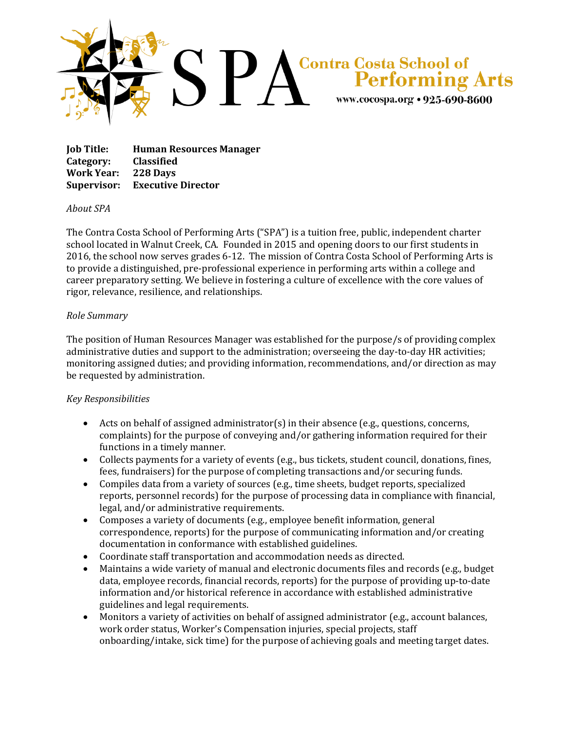SPA Contra Costa School of Performing Arts

www.cocospa.org • 925-690-8600

**Job Title:** **Human Resources Manager**
**Category:** **Classified**
**Work Year:** **228 Days**
**Supervisor:** **Executive Director**

*About SPA*

The Contra Costa School of Performing Arts ("SPA") is a tuition free, public, independent charter school located in Walnut Creek, CA. Founded in 2015 and opening doors to our first students in 2016, the school now serves grades 6-12. The mission of Contra Costa School of Performing Arts is to provide a distinguished, pre-professional experience in performing arts within a college and career preparatory setting. We believe in fostering a culture of excellence with the core values of rigor, relevance, resilience, and relationships.

*Role Summary*

The position of Human Resources Manager was established for the purpose/s of providing complex administrative duties and support to the administration; overseeing the day-to-day HR activities; monitoring assigned duties; and providing information, recommendations, and/or direction as may be requested by administration.

*Key Responsibilities*

- Acts on behalf of assigned administrator(s) in their absence (e.g., questions, concerns, complaints) for the purpose of conveying and/or gathering information required for their functions in a timely manner.
- Collects payments for a variety of events (e.g., bus tickets, student council, donations, fines, fees, fundraisers) for the purpose of completing transactions and/or securing funds.
- Compiles data from a variety of sources (e.g., time sheets, budget reports, specialized reports, personnel records) for the purpose of processing data in compliance with financial, legal, and/or administrative requirements.
- Composes a variety of documents (e.g., employee benefit information, general correspondence, reports) for the purpose of communicating information and/or creating documentation in conformance with established guidelines.
- Coordinate staff transportation and accommodation needs as directed.
- Maintains a wide variety of manual and electronic documents files and records (e.g., budget data, employee records, financial records, reports) for the purpose of providing up-to-date information and/or historical reference in accordance with established administrative guidelines and legal requirements.
- Monitors a variety of activities on behalf of assigned administrator (e.g., account balances, work order status, Worker's Compensation injuries, special projects, staff onboarding/intake, sick time) for the purpose of achieving goals and meeting target dates.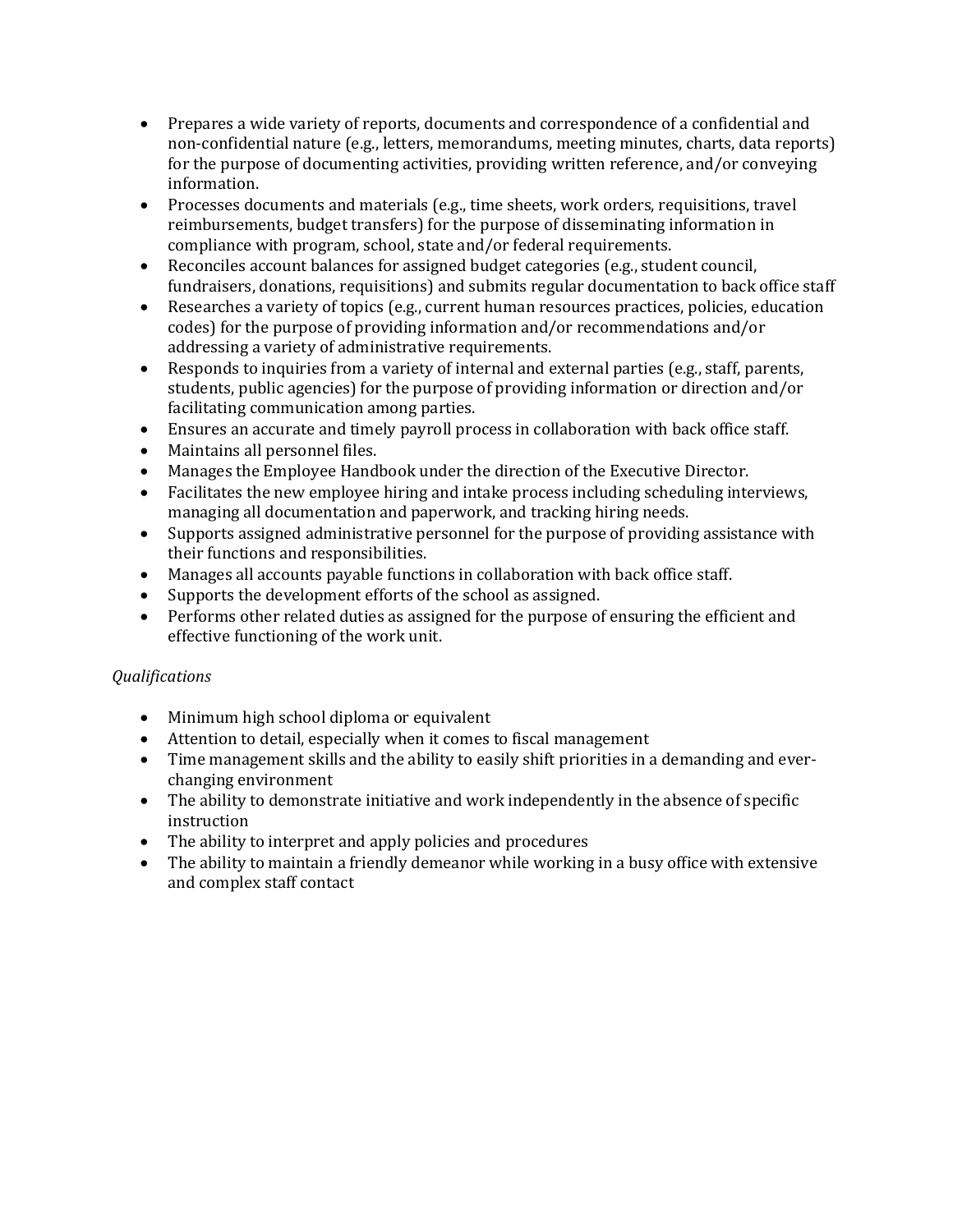- Prepares a wide variety of reports, documents and correspondence of a confidential and non-confidential nature (e.g., letters, memorandums, meeting minutes, charts, data reports) for the purpose of documenting activities, providing written reference, and/or conveying information.
- Processes documents and materials (e.g., time sheets, work orders, requisitions, travel reimbursements, budget transfers) for the purpose of disseminating information in compliance with program, school, state and/or federal requirements.
- Reconciles account balances for assigned budget categories (e.g., student council, fundraisers, donations, requisitions) and submits regular documentation to back office staff
- Researches a variety of topics (e.g., current human resources practices, policies, education codes) for the purpose of providing information and/or recommendations and/or addressing a variety of administrative requirements.
- Responds to inquiries from a variety of internal and external parties (e.g., staff, parents, students, public agencies) for the purpose of providing information or direction and/or facilitating communication among parties.
- Ensures an accurate and timely payroll process in collaboration with back office staff.
- Maintains all personnel files.
- Manages the Employee Handbook under the direction of the Executive Director.
- Facilitates the new employee hiring and intake process including scheduling interviews, managing all documentation and paperwork, and tracking hiring needs.
- Supports assigned administrative personnel for the purpose of providing assistance with their functions and responsibilities.
- Manages all accounts payable functions in collaboration with back office staff.
- Supports the development efforts of the school as assigned.
- Performs other related duties as assigned for the purpose of ensuring the efficient and effective functioning of the work unit.

*Qualifications*

- Minimum high school diploma or equivalent
- Attention to detail, especially when it comes to fiscal management
- Time management skills and the ability to easily shift priorities in a demanding and ever-changing environment
- The ability to demonstrate initiative and work independently in the absence of specific instruction
- The ability to interpret and apply policies and procedures
- The ability to maintain a friendly demeanor while working in a busy office with extensive and complex staff contact